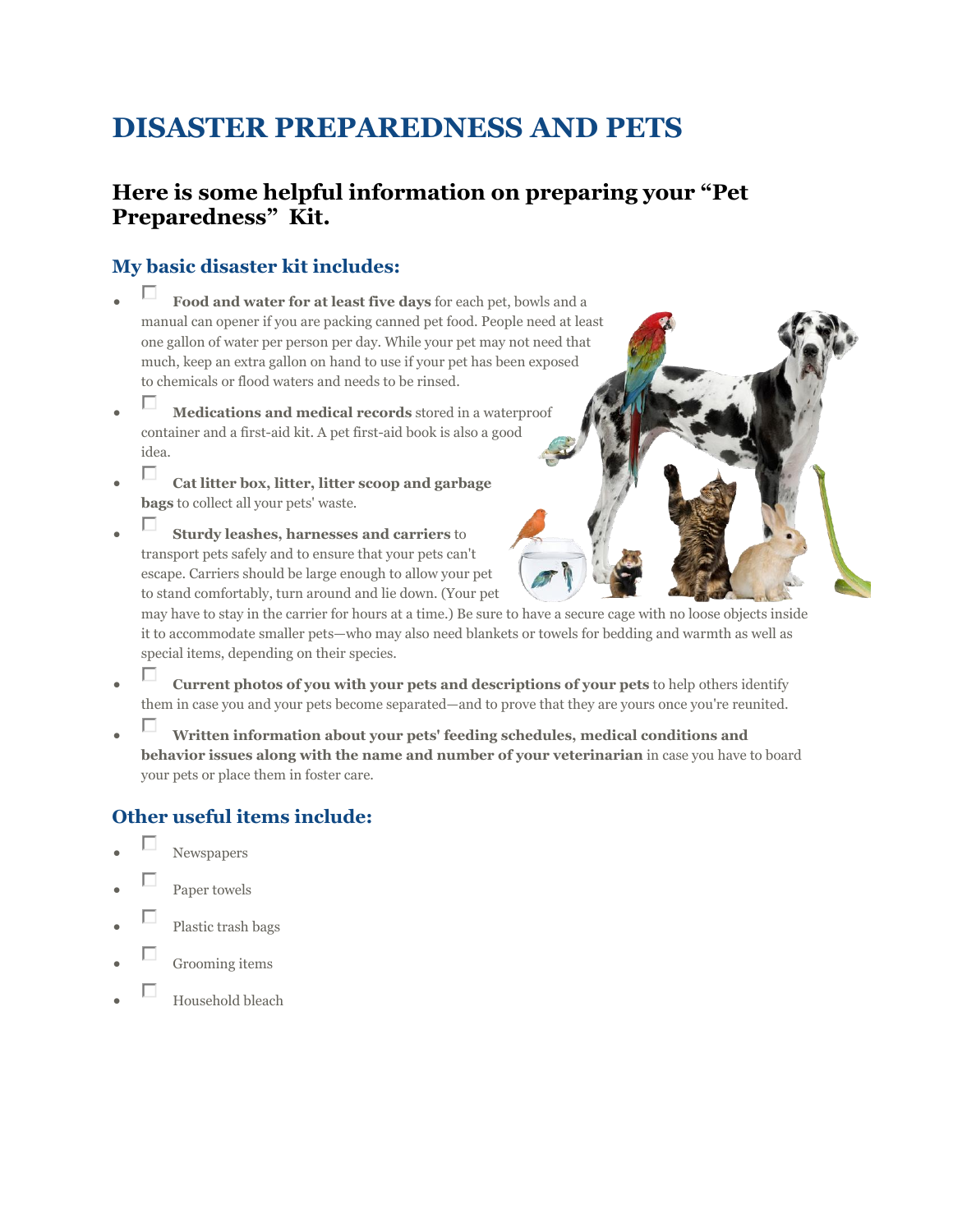# DISASTER PREPAREDNESS AND PETS

## Here is some helpful information on preparing your "Pet Preparedness" Kit.

### My basic disaster kit includes:

- ☐ **Food and water for at least five days** for each pet, bowls and a manual can opener if you are packing canned pet food. People need at least one gallon of water per person per day. While your pet may not need that much, keep an extra gallon on hand to use if your pet has been exposed to chemicals or flood waters and needs to be rinsed.
- ☐ **Medications and medical records** stored in a waterproof container and a first-aid kit. A pet first-aid book is also a good idea.
- ☐ **Cat litter box, litter, litter scoop and garbage bags** to collect all your pets' waste.
- ☐ **Sturdy leashes, harnesses and carriers** to transport pets safely and to ensure that your pets can't escape. Carriers should be large enough to allow your pet to stand comfortably, turn around and lie down. (Your pet may have to stay in the carrier for hours at a time.) Be sure to have a secure cage with no loose objects inside it to accommodate smaller pets—who may also need blankets or towels for bedding and warmth as well as special items, depending on their species.
- ☐ **Current photos of you with your pets and descriptions of your pets** to help others identify them in case you and your pets become separated—and to prove that they are yours once you're reunited.
- ☐ **Written information about your pets' feeding schedules, medical conditions and behavior issues along with the name and number of your veterinarian** in case you have to board your pets or place them in foster care.

### Other useful items include:

- ☐ Newspapers
- ☐ Paper towels
- ☐ Plastic trash bags
- ☐ Grooming items
- ☐ Household bleach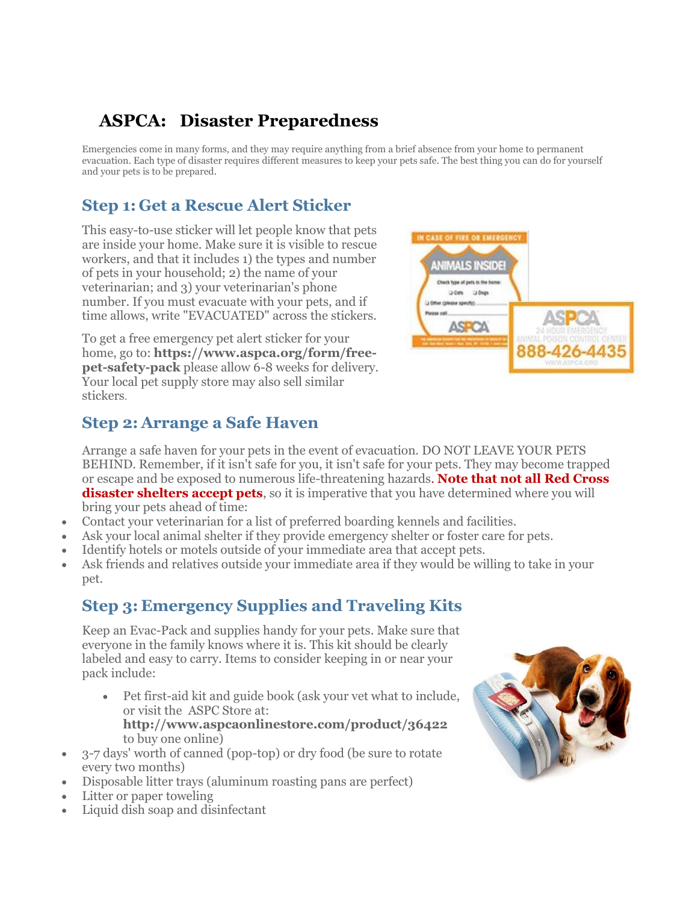# ASPCA: Disaster Preparedness

Emergencies come in many forms, and they may require anything from a brief absence from your home to permanent evacuation. Each type of disaster requires different measures to keep your pets safe. The best thing you can do for yourself and your pets is to be prepared.

## Step 1: Get a Rescue Alert Sticker

This easy-to-use sticker will let people know that pets are inside your home. Make sure it is visible to rescue workers, and that it includes 1) the types and number of pets in your household; 2) the name of your veterinarian; and 3) your veterinarian's phone number. If you must evacuate with your pets, and if time allows, write "EVACUATED" across the stickers.

To get a free emergency pet alert sticker for your home, go to: **https://www.aspca.org/form/free-pet-safety-pack** please allow 6-8 weeks for delivery. Your local pet supply store may also sell similar stickers.

## Step 2: Arrange a Safe Haven

Arrange a safe haven for your pets in the event of evacuation. DO NOT LEAVE YOUR PETS BEHIND. Remember, if it isn't safe for you, it isn't safe for your pets. They may become trapped or escape and be exposed to numerous life-threatening hazards. **Note that not all Red Cross disaster shelters accept pets**, so it is imperative that you have determined where you will bring your pets ahead of time:

- Contact your veterinarian for a list of preferred boarding kennels and facilities.
- Ask your local animal shelter if they provide emergency shelter or foster care for pets.
- Identify hotels or motels outside of your immediate area that accept pets.
- Ask friends and relatives outside your immediate area if they would be willing to take in your pet.

## Step 3: Emergency Supplies and Traveling Kits

Keep an Evac-Pack and supplies handy for your pets. Make sure that everyone in the family knows where it is. This kit should be clearly labeled and easy to carry. Items to consider keeping in or near your pack include:

- Pet first-aid kit and guide book (ask your vet what to include, or visit the ASPC Store at: **http://www.aspcaonlinestore.com/product/36422** to buy one online)
- 3-7 days' worth of canned (pop-top) or dry food (be sure to rotate every two months)
- Disposable litter trays (aluminum roasting pans are perfect)
- Litter or paper toweling
- Liquid dish soap and disinfectant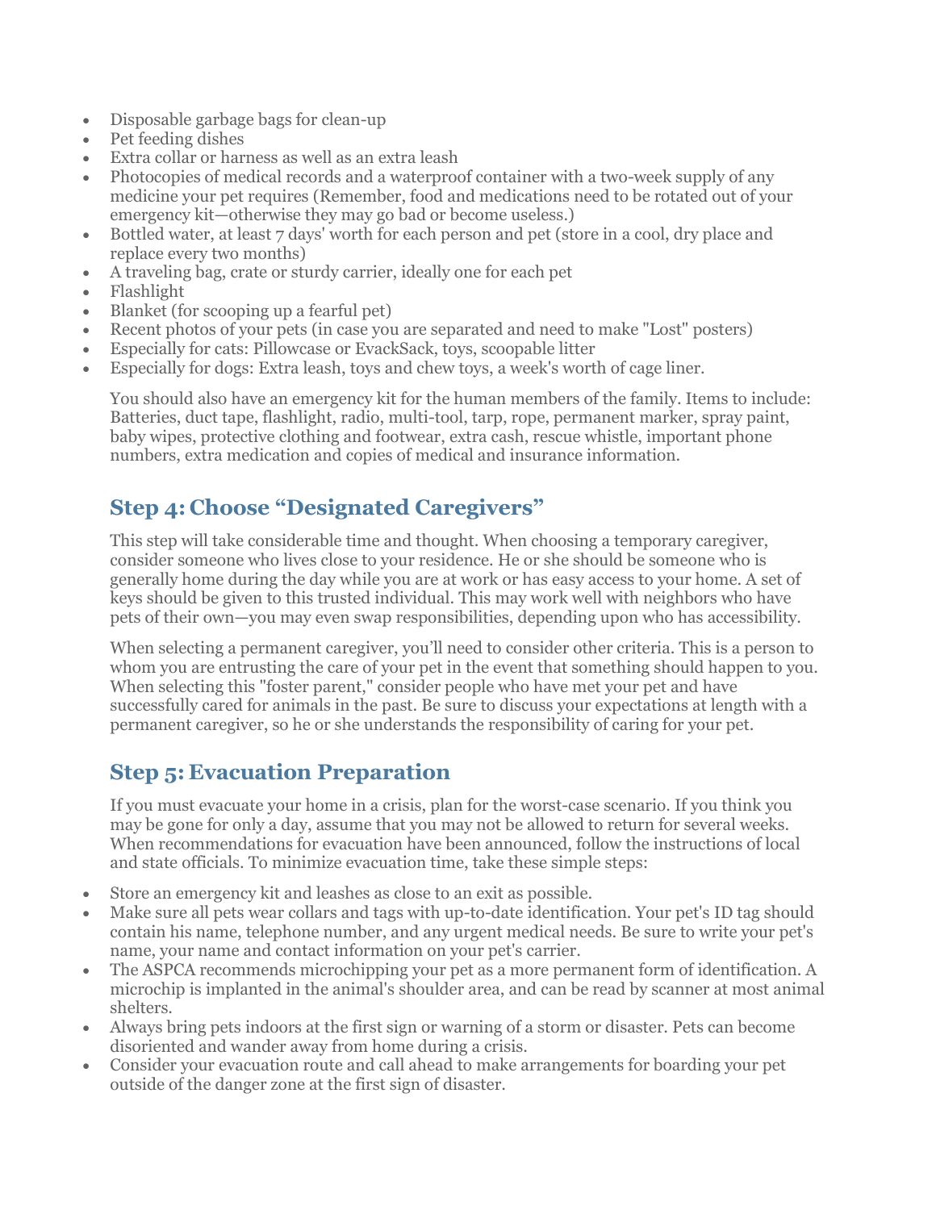- Disposable garbage bags for clean-up
- Pet feeding dishes
- Extra collar or harness as well as an extra leash
- Photocopies of medical records and a waterproof container with a two-week supply of any medicine your pet requires (Remember, food and medications need to be rotated out of your emergency kit—otherwise they may go bad or become useless.)
- Bottled water, at least 7 days' worth for each person and pet (store in a cool, dry place and replace every two months)
- A traveling bag, crate or sturdy carrier, ideally one for each pet
- Flashlight
- Blanket (for scooping up a fearful pet)
- Recent photos of your pets (in case you are separated and need to make "Lost" posters)
- Especially for cats: Pillowcase or EvackSack, toys, scoopable litter
- Especially for dogs: Extra leash, toys and chew toys, a week's worth of cage liner.

You should also have an emergency kit for the human members of the family. Items to include: Batteries, duct tape, flashlight, radio, multi-tool, tarp, rope, permanent marker, spray paint, baby wipes, protective clothing and footwear, extra cash, rescue whistle, important phone numbers, extra medication and copies of medical and insurance information.

## Step 4: Choose "Designated Caregivers"

This step will take considerable time and thought. When choosing a temporary caregiver, consider someone who lives close to your residence. He or she should be someone who is generally home during the day while you are at work or has easy access to your home. A set of keys should be given to this trusted individual. This may work well with neighbors who have pets of their own—you may even swap responsibilities, depending upon who has accessibility.

When selecting a permanent caregiver, you'll need to consider other criteria. This is a person to whom you are entrusting the care of your pet in the event that something should happen to you. When selecting this "foster parent," consider people who have met your pet and have successfully cared for animals in the past. Be sure to discuss your expectations at length with a permanent caregiver, so he or she understands the responsibility of caring for your pet.

## Step 5: Evacuation Preparation

If you must evacuate your home in a crisis, plan for the worst-case scenario. If you think you may be gone for only a day, assume that you may not be allowed to return for several weeks. When recommendations for evacuation have been announced, follow the instructions of local and state officials. To minimize evacuation time, take these simple steps:

- Store an emergency kit and leashes as close to an exit as possible.
- Make sure all pets wear collars and tags with up-to-date identification. Your pet's ID tag should contain his name, telephone number, and any urgent medical needs. Be sure to write your pet's name, your name and contact information on your pet's carrier.
- The ASPCA recommends microchipping your pet as a more permanent form of identification. A microchip is implanted in the animal's shoulder area, and can be read by scanner at most animal shelters.
- Always bring pets indoors at the first sign or warning of a storm or disaster. Pets can become disoriented and wander away from home during a crisis.
- Consider your evacuation route and call ahead to make arrangements for boarding your pet outside of the danger zone at the first sign of disaster.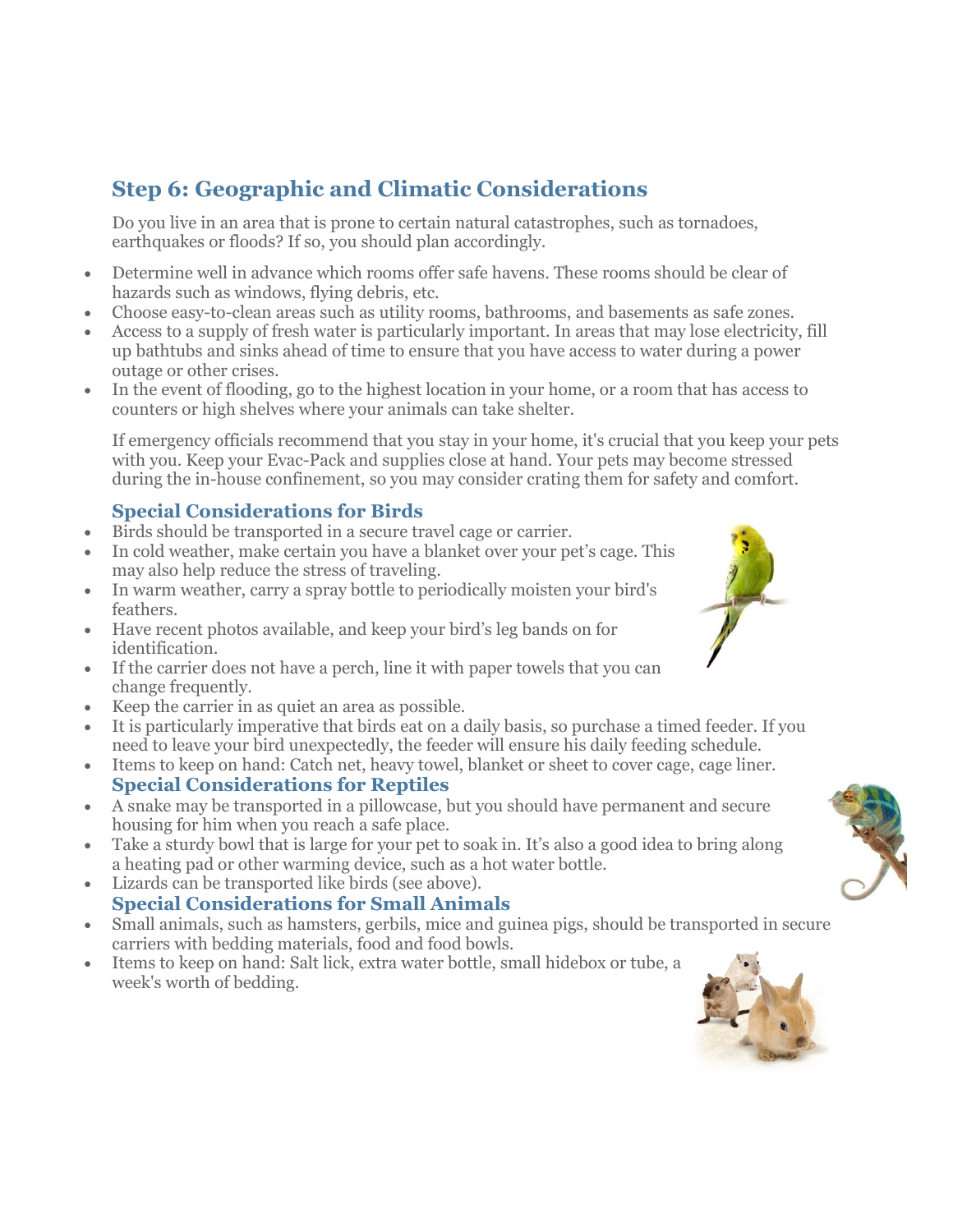## Step 6: Geographic and Climatic Considerations

Do you live in an area that is prone to certain natural catastrophes, such as tornadoes, earthquakes or floods? If so, you should plan accordingly.

- Determine well in advance which rooms offer safe havens. These rooms should be clear of hazards such as windows, flying debris, etc.
- Choose easy-to-clean areas such as utility rooms, bathrooms, and basements as safe zones.
- Access to a supply of fresh water is particularly important. In areas that may lose electricity, fill up bathtubs and sinks ahead of time to ensure that you have access to water during a power outage or other crises.
- In the event of flooding, go to the highest location in your home, or a room that has access to counters or high shelves where your animals can take shelter.

If emergency officials recommend that you stay in your home, it's crucial that you keep your pets with you. Keep your Evac-Pack and supplies close at hand. Your pets may become stressed during the in-house confinement, so you may consider crating them for safety and comfort.

### Special Considerations for Birds

- Birds should be transported in a secure travel cage or carrier.
- In cold weather, make certain you have a blanket over your pet's cage. This may also help reduce the stress of traveling.
- In warm weather, carry a spray bottle to periodically moisten your bird's feathers.
- Have recent photos available, and keep your bird's leg bands on for identification.
- If the carrier does not have a perch, line it with paper towels that you can change frequently.
- Keep the carrier in as quiet an area as possible.
- It is particularly imperative that birds eat on a daily basis, so purchase a timed feeder. If you need to leave your bird unexpectedly, the feeder will ensure his daily feeding schedule.
- Items to keep on hand: Catch net, heavy towel, blanket or sheet to cover cage, cage liner.

### Special Considerations for Reptiles

- A snake may be transported in a pillowcase, but you should have permanent and secure housing for him when you reach a safe place.
- Take a sturdy bowl that is large for your pet to soak in. It's also a good idea to bring along a heating pad or other warming device, such as a hot water bottle.
- Lizards can be transported like birds (see above).

### Special Considerations for Small Animals

- Small animals, such as hamsters, gerbils, mice and guinea pigs, should be transported in secure carriers with bedding materials, food and food bowls.
- Items to keep on hand: Salt lick, extra water bottle, small hidebox or tube, a week's worth of bedding.